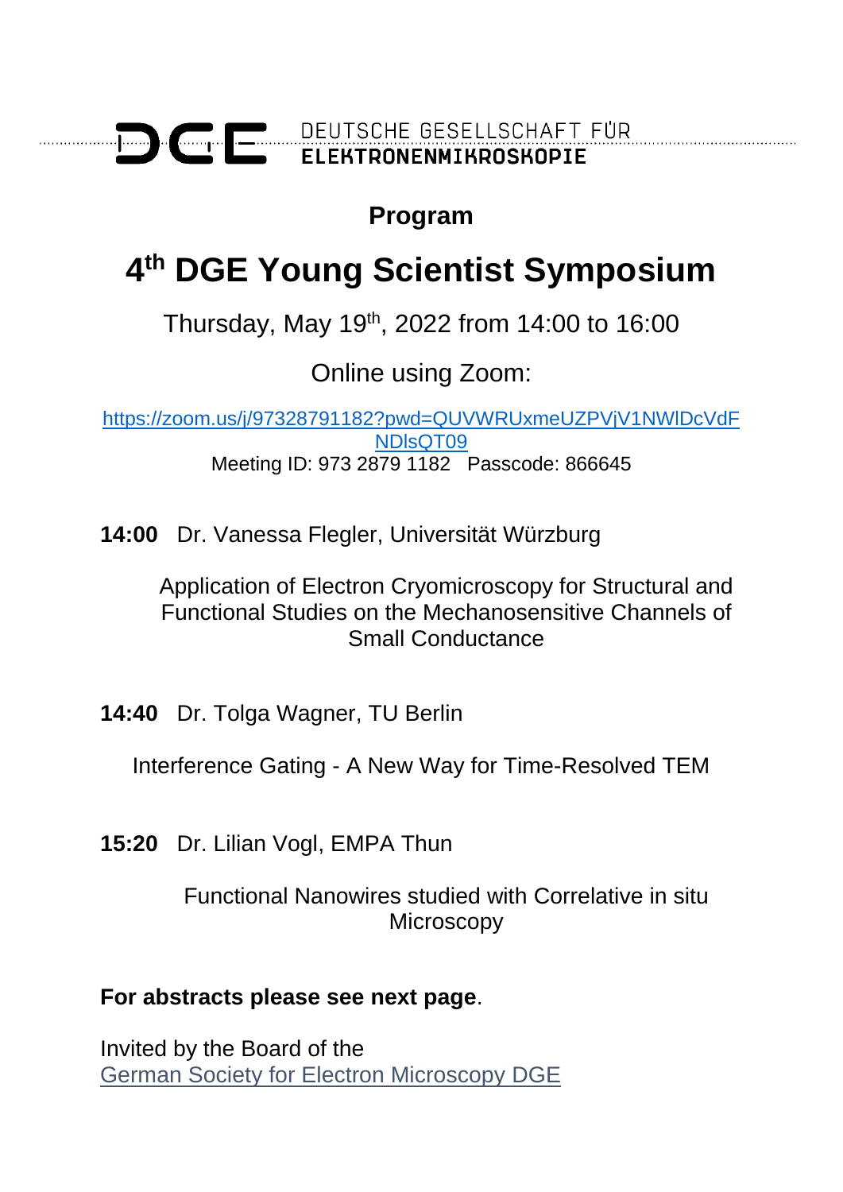DGE DEUTSCHE GESELLSCHAFT FÜR ELEKTRONENMIKROSKOPIE

**Program**

# 4th DGE Young Scientist Symposium

Thursday, May 19th, 2022 from 14:00 to 16:00

Online using Zoom:

https://zoom.us/j/97328791182?pwd=QUVWRUxmeUZPVjV1NWlDcVdFNDlsQT09
Meeting ID: 973 2879 1182 Passcode: 866645

**14:00** Dr. Vanessa Flegler, Universität Würzburg

Application of Electron Cryomicroscopy for Structural and Functional Studies on the Mechanosensitive Channels of Small Conductance

**14:40** Dr. Tolga Wagner, TU Berlin

Interference Gating - A New Way for Time-Resolved TEM

**15:20** Dr. Lilian Vogl, EMPA Thun

Functional Nanowires studied with Correlative in situ Microscopy

**For abstracts please see next page**.

Invited by the Board of the
German Society for Electron Microscopy DGE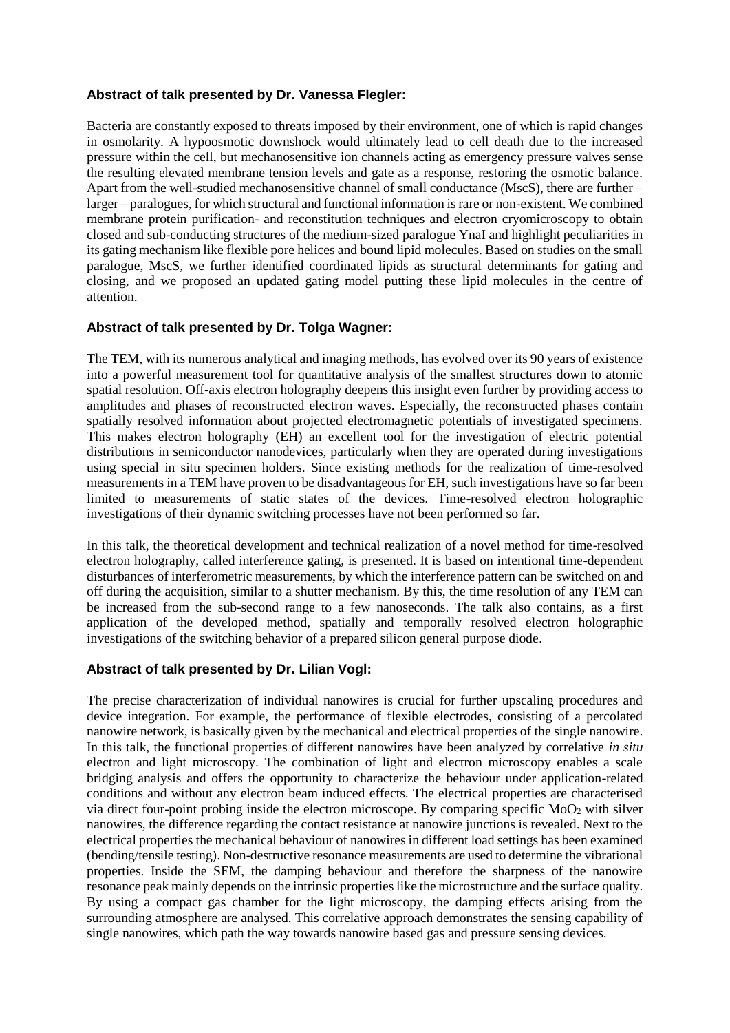### **Abstract of talk presented by Dr. Vanessa Flegler:**

Bacteria are constantly exposed to threats imposed by their environment, one of which is rapid changes in osmolarity. A hypoosmotic downshock would ultimately lead to cell death due to the increased pressure within the cell, but mechanosensitive ion channels acting as emergency pressure valves sense the resulting elevated membrane tension levels and gate as a response, restoring the osmotic balance. Apart from the well-studied mechanosensitive channel of small conductance (MscS), there are further – larger – paralogues, for which structural and functional information is rare or non-existent. We combined membrane protein purification- and reconstitution techniques and electron cryomicroscopy to obtain closed and sub-conducting structures of the medium-sized paralogue YnaI and highlight peculiarities in its gating mechanism like flexible pore helices and bound lipid molecules. Based on studies on the small paralogue, MscS, we further identified coordinated lipids as structural determinants for gating and closing, and we proposed an updated gating model putting these lipid molecules in the centre of attention.

### **Abstract of talk presented by Dr. Tolga Wagner:**

The TEM, with its numerous analytical and imaging methods, has evolved over its 90 years of existence into a powerful measurement tool for quantitative analysis of the smallest structures down to atomic spatial resolution. Off-axis electron holography deepens this insight even further by providing access to amplitudes and phases of reconstructed electron waves. Especially, the reconstructed phases contain spatially resolved information about projected electromagnetic potentials of investigated specimens. This makes electron holography (EH) an excellent tool for the investigation of electric potential distributions in semiconductor nanodevices, particularly when they are operated during investigations using special in situ specimen holders. Since existing methods for the realization of time-resolved measurements in a TEM have proven to be disadvantageous for EH, such investigations have so far been limited to measurements of static states of the devices. Time-resolved electron holographic investigations of their dynamic switching processes have not been performed so far.

In this talk, the theoretical development and technical realization of a novel method for time-resolved electron holography, called interference gating, is presented. It is based on intentional time-dependent disturbances of interferometric measurements, by which the interference pattern can be switched on and off during the acquisition, similar to a shutter mechanism. By this, the time resolution of any TEM can be increased from the sub-second range to a few nanoseconds. The talk also contains, as a first application of the developed method, spatially and temporally resolved electron holographic investigations of the switching behavior of a prepared silicon general purpose diode.

### **Abstract of talk presented by Dr. Lilian Vogl:**

The precise characterization of individual nanowires is crucial for further upscaling procedures and device integration. For example, the performance of flexible electrodes, consisting of a percolated nanowire network, is basically given by the mechanical and electrical properties of the single nanowire. In this talk, the functional properties of different nanowires have been analyzed by correlative *in situ* electron and light microscopy. The combination of light and electron microscopy enables a scale bridging analysis and offers the opportunity to characterize the behaviour under application-related conditions and without any electron beam induced effects. The electrical properties are characterised via direct four-point probing inside the electron microscope. By comparing specific $MoO_2$ with silver nanowires, the difference regarding the contact resistance at nanowire junctions is revealed. Next to the electrical properties the mechanical behaviour of nanowires in different load settings has been examined (bending/tensile testing). Non-destructive resonance measurements are used to determine the vibrational properties. Inside the SEM, the damping behaviour and therefore the sharpness of the nanowire resonance peak mainly depends on the intrinsic properties like the microstructure and the surface quality. By using a compact gas chamber for the light microscopy, the damping effects arising from the surrounding atmosphere are analysed. This correlative approach demonstrates the sensing capability of single nanowires, which path the way towards nanowire based gas and pressure sensing devices.